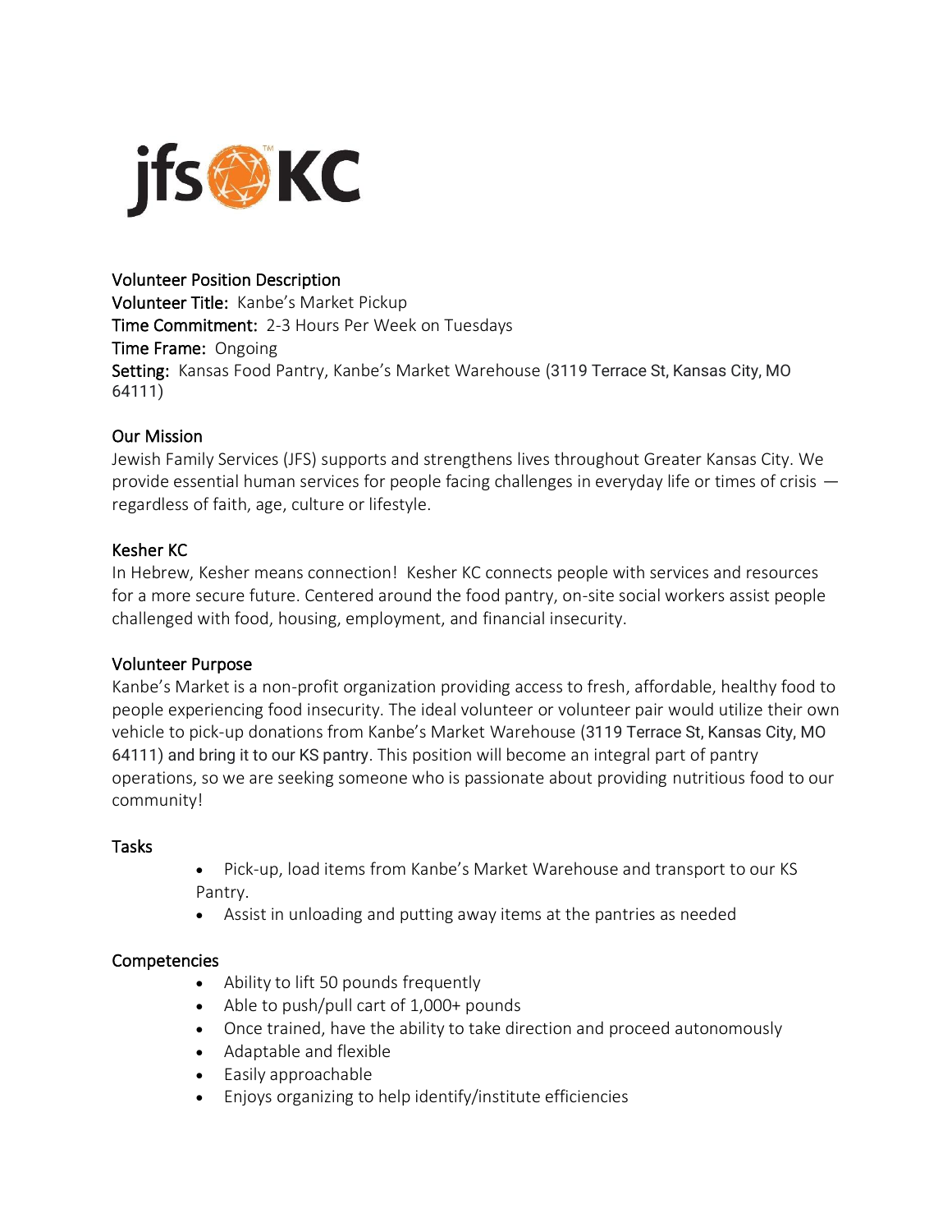jfs KC

## Volunteer Position Description

**Volunteer Title:** Kanbe's Market Pickup
**Time Commitment:** 2-3 Hours Per Week on Tuesdays
**Time Frame:** Ongoing
**Setting:** Kansas Food Pantry, Kanbe's Market Warehouse (3119 Terrace St, Kansas City, MO 64111)

## Our Mission

Jewish Family Services (JFS) supports and strengthens lives throughout Greater Kansas City. We provide essential human services for people facing challenges in everyday life or times of crisis — regardless of faith, age, culture or lifestyle.

## Kesher KC

In Hebrew, Kesher means connection! Kesher KC connects people with services and resources for a more secure future. Centered around the food pantry, on-site social workers assist people challenged with food, housing, employment, and financial insecurity.

## Volunteer Purpose

Kanbe's Market is a non-profit organization providing access to fresh, affordable, healthy food to people experiencing food insecurity. The ideal volunteer or volunteer pair would utilize their own vehicle to pick-up donations from Kanbe's Market Warehouse (3119 Terrace St, Kansas City, MO 64111) and bring it to our KS pantry. This position will become an integral part of pantry operations, so we are seeking someone who is passionate about providing nutritious food to our community!

## Tasks

- Pick-up, load items from Kanbe's Market Warehouse and transport to our KS Pantry.
- Assist in unloading and putting away items at the pantries as needed

## Competencies

- Ability to lift 50 pounds frequently
- Able to push/pull cart of 1,000+ pounds
- Once trained, have the ability to take direction and proceed autonomously
- Adaptable and flexible
- Easily approachable
- Enjoys organizing to help identify/institute efficiencies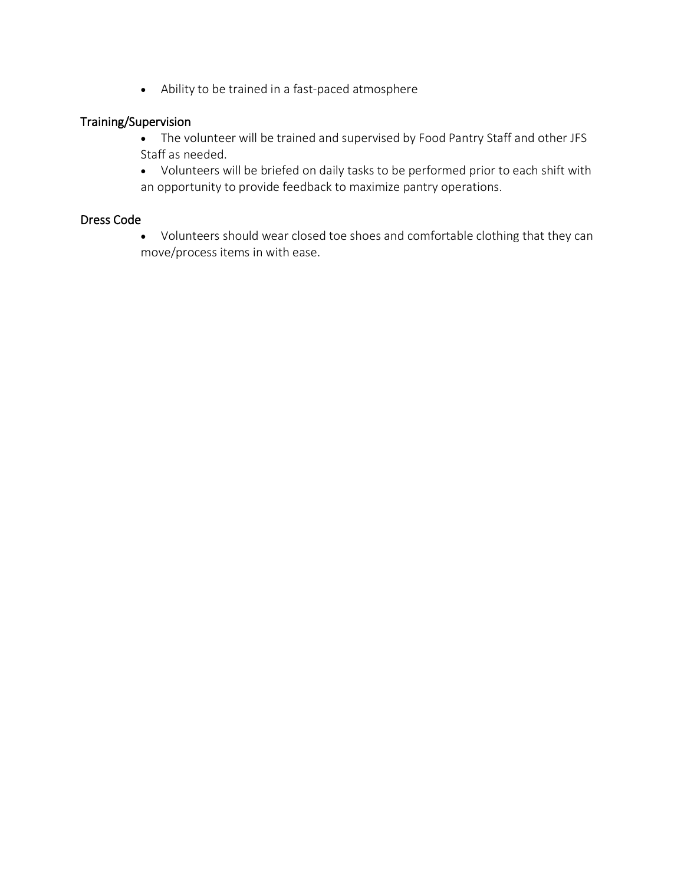- Ability to be trained in a fast-paced atmosphere

## Training/Supervision

- The volunteer will be trained and supervised by Food Pantry Staff and other JFS Staff as needed.
- Volunteers will be briefed on daily tasks to be performed prior to each shift with an opportunity to provide feedback to maximize pantry operations.

## Dress Code

- Volunteers should wear closed toe shoes and comfortable clothing that they can move/process items in with ease.